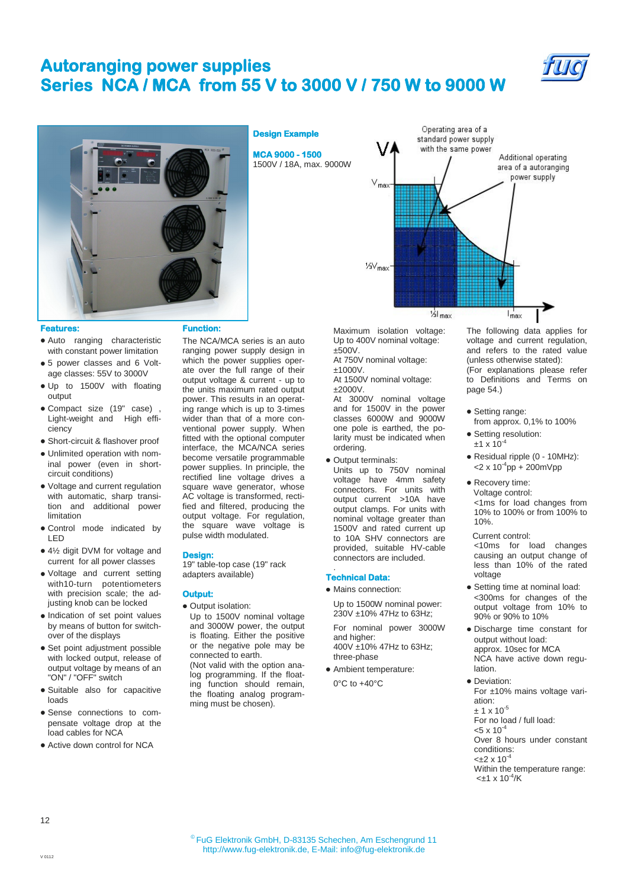# Autoranging power supplies
# Series NCA / MCA from 55 V to 3000 V / 750 W to 9000 W

**Design Example**

**MCA 9000 - 1500**
1500V / 18A, max. 9000W

## Features:

- Auto ranging characteristic with constant power limitation
- 5 power classes and 6 Voltage classes: 55V to 3000V
- Up to 1500V with floating output
- Compact size (19" case) , Light-weight and High efficiency
- Short-circuit & flashover proof
- Unlimited operation with nominal power (even in short-circuit conditions)
- Voltage and current regulation with automatic, sharp transition and additional power limitation
- Control mode indicated by LED
- 4½ digit DVM for voltage and current for all power classes
- Voltage and current setting with10-turn potentiometers with precision scale; the adjusting knob can be locked
- Indication of set point values by means of button for switch-over of the displays
- Set point adjustment possible with locked output, release of output voltage by means of an "ON" / "OFF" switch
- Suitable also for capacitive loads
- Sense connections to compensate voltage drop at the load cables for NCA
- Active down control for NCA

## Function:

The NCA/MCA series is an auto ranging power supply design in which the power supplies operate over the full range of their output voltage & current - up to the units maximum rated output power. This results in an operating range which is up to 3-times wider than that of a more conventional power supply. When fitted with the optional computer interface, the MCA/NCA series become versatile programmable power supplies. In principle, the rectified line voltage drives a square wave generator, whose AC voltage is transformed, rectified and filtered, producing the output voltage. For regulation, the square wave voltage is pulse width modulated.

## Design:

19" table-top case (19" rack adapters available)

## Output:

- Output isolation:
  Up to 1500V nominal voltage and 3000W power, the output is floating. Either the positive or the negative pole may be connected to earth.
  (Not valid with the option analog programming. If the floating function should remain, the floating analog programming must be chosen).

Maximum isolation voltage:
Up to 400V nominal voltage: ±500V.
At 750V nominal voltage: ±1000V.
At 1500V nominal voltage: ±2000V.
At 3000V nominal voltage and for 1500V in the power classes 6000W and 9000W one pole is earthed, the polarity must be indicated when ordering.

- Output terminals:
  Units up to 750V nominal voltage have 4mm safety connectors. For units with output current >10A have output clamps. For units with nominal voltage greater than 1500V and rated current up to 10A SHV connectors are provided, suitable HV-cable connectors are included.

## Technical Data:

- Mains connection:

  Up to 1500W nominal power: 230V ±10% 47Hz to 63Hz;

  For nominal power 3000W and higher: 400V ±10% 47Hz to 63Hz; three-phase

- Ambient temperature:

  0°C to +40°C

The following data applies for voltage and current regulation, and refers to the rated value (unless otherwise stated):
(For explanations please refer to Definitions and Terms on page 54.)

- Setting range:
  from approx. 0,1% to 100%
- Setting resolution:
  $\pm 1 \times 10^{-4}$
- Residual ripple (0 - 10MHz):
  $< 2 \times 10^{-4}$pp + 200mVpp
- Recovery time:
  Voltage control:
  <1ms for load changes from 10% to 100% or from 100% to 10%.

  Current control:
  <10ms for load changes causing an output change of less than 10% of the rated voltage
- Setting time at nominal load:
  <300ms for changes of the output voltage from 10% to 90% or 90% to 10%
- Discharge time constant for output without load:
  approx. 10sec for MCA
  NCA have active down regulation.
- Deviation:
  For ±10% mains voltage variation:
  $\pm 1 \times 10^{-5}$
  For no load / full load:
  $< 5 \times 10^{-4}$
  Over 8 hours under constant conditions:
  $< \pm 2 \times 10^{-4}$
  Within the temperature range:
  $< \pm 1 \times 10^{-4}$/K

© FuG Elektronik GmbH, D-83135 Schechen, Am Eschengrund 11
http://www.fug-elektronik.de, E-Mail: info@fug-elektronik.de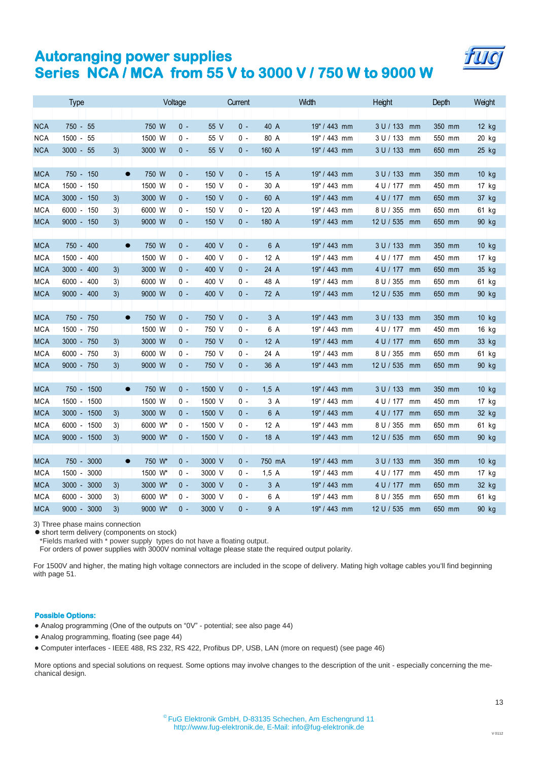# Autoranging power supplies
# Series NCA / MCA from 55 V to 3000 V / 750 W to 9000 W

| Type | | | Voltage | | | Current | | Width | Height | Depth | Weight |
|---|---|---|---|---|---|---|---|---|---|---|---|
| NCA | 750 - 55 | | 750 W | 0 - | 55 V | 0 - | 40 A | 19" / 443 mm | 3 U / 133 mm | 350 mm | 12 kg |
| NCA | 1500 - 55 | | 1500 W | 0 - | 55 V | 0 - | 80 A | 19" / 443 mm | 3 U / 133 mm | 550 mm | 20 kg |
| NCA | 3000 - 55 | 3) | 3000 W | 0 - | 55 V | 0 - | 160 A | 19" / 443 mm | 3 U / 133 mm | 650 mm | 25 kg |
| | | | | | | | | | | | |
| MCA | 750 - 150 | ● | 750 W | 0 - | 150 V | 0 - | 15 A | 19" / 443 mm | 3 U / 133 mm | 350 mm | 10 kg |
| MCA | 1500 - 150 | | 1500 W | 0 - | 150 V | 0 - | 30 A | 19" / 443 mm | 4 U / 177 mm | 450 mm | 17 kg |
| MCA | 3000 - 150 | 3) | 3000 W | 0 - | 150 V | 0 - | 60 A | 19" / 443 mm | 4 U / 177 mm | 650 mm | 37 kg |
| MCA | 6000 - 150 | 3) | 6000 W | 0 - | 150 V | 0 - | 120 A | 19" / 443 mm | 8 U / 355 mm | 650 mm | 61 kg |
| MCA | 9000 - 150 | 3) | 9000 W | 0 - | 150 V | 0 - | 180 A | 19" / 443 mm | 12 U / 535 mm | 650 mm | 90 kg |
| | | | | | | | | | | | |
| MCA | 750 - 400 | ● | 750 W | 0 - | 400 V | 0 - | 6 A | 19" / 443 mm | 3 U / 133 mm | 350 mm | 10 kg |
| MCA | 1500 - 400 | | 1500 W | 0 - | 400 V | 0 - | 12 A | 19" / 443 mm | 4 U / 177 mm | 450 mm | 17 kg |
| MCA | 3000 - 400 | 3) | 3000 W | 0 - | 400 V | 0 - | 24 A | 19" / 443 mm | 4 U / 177 mm | 650 mm | 35 kg |
| MCA | 6000 - 400 | 3) | 6000 W | 0 - | 400 V | 0 - | 48 A | 19" / 443 mm | 8 U / 355 mm | 650 mm | 61 kg |
| MCA | 9000 - 400 | 3) | 9000 W | 0 - | 400 V | 0 - | 72 A | 19" / 443 mm | 12 U / 535 mm | 650 mm | 90 kg |
| | | | | | | | | | | | |
| MCA | 750 - 750 | ● | 750 W | 0 - | 750 V | 0 - | 3 A | 19" / 443 mm | 3 U / 133 mm | 350 mm | 10 kg |
| MCA | 1500 - 750 | | 1500 W | 0 - | 750 V | 0 - | 6 A | 19" / 443 mm | 4 U / 177 mm | 450 mm | 16 kg |
| MCA | 3000 - 750 | 3) | 3000 W | 0 - | 750 V | 0 - | 12 A | 19" / 443 mm | 4 U / 177 mm | 650 mm | 33 kg |
| MCA | 6000 - 750 | 3) | 6000 W | 0 - | 750 V | 0 - | 24 A | 19" / 443 mm | 8 U / 355 mm | 650 mm | 61 kg |
| MCA | 9000 - 750 | 3) | 9000 W | 0 - | 750 V | 0 - | 36 A | 19" / 443 mm | 12 U / 535 mm | 650 mm | 90 kg |
| | | | | | | | | | | | |
| MCA | 750 - 1500 | ● | 750 W | 0 - | 1500 V | 0 - | 1,5 A | 19" / 443 mm | 3 U / 133 mm | 350 mm | 10 kg |
| MCA | 1500 - 1500 | | 1500 W | 0 - | 1500 V | 0 - | 3 A | 19" / 443 mm | 4 U / 177 mm | 450 mm | 17 kg |
| MCA | 3000 - 1500 | 3) | 3000 W | 0 - | 1500 V | 0 - | 6 A | 19" / 443 mm | 4 U / 177 mm | 650 mm | 32 kg |
| MCA | 6000 - 1500 | 3) | 6000 W* | 0 - | 1500 V | 0 - | 12 A | 19" / 443 mm | 8 U / 355 mm | 650 mm | 61 kg |
| MCA | 9000 - 1500 | 3) | 9000 W* | 0 - | 1500 V | 0 - | 18 A | 19" / 443 mm | 12 U / 535 mm | 650 mm | 90 kg |
| | | | | | | | | | | | |
| MCA | 750 - 3000 | ● | 750 W* | 0 - | 3000 V | 0 - | 750 mA | 19" / 443 mm | 3 U / 133 mm | 350 mm | 10 kg |
| MCA | 1500 - 3000 | | 1500 W* | 0 - | 3000 V | 0 - | 1,5 A | 19" / 443 mm | 4 U / 177 mm | 450 mm | 17 kg |
| MCA | 3000 - 3000 | 3) | 3000 W* | 0 - | 3000 V | 0 - | 3 A | 19" / 443 mm | 4 U / 177 mm | 650 mm | 32 kg |
| MCA | 6000 - 3000 | 3) | 6000 W* | 0 - | 3000 V | 0 - | 6 A | 19" / 443 mm | 8 U / 355 mm | 650 mm | 61 kg |
| MCA | 9000 - 3000 | 3) | 9000 W* | 0 - | 3000 V | 0 - | 9 A | 19" / 443 mm | 12 U / 535 mm | 650 mm | 90 kg |

3) Three phase mains connection
● short term delivery (components on stock)
*Fields marked with * power supply types do not have a floating output.
For orders of power supplies with 3000V nominal voltage please state the required output polarity.

For 1500V and higher, the mating high voltage connectors are included in the scope of delivery. Mating high voltage cables you'll find beginning with page 51.

**Possible Options:**

- Analog programming (One of the outputs on "0V" - potential; see also page 44)
- Analog programming, floating (see page 44)
- Computer interfaces - IEEE 488, RS 232, RS 422, Profibus DP, USB, LAN (more on request) (see page 46)

More options and special solutions on request. Some options may involve changes to the description of the unit - especially concerning the mechanical design.

© FuG Elektronik GmbH, D-83135 Schechen, Am Eschengrund 11
http://www.fug-elektronik.de, E-Mail: info@fug-elektronik.de